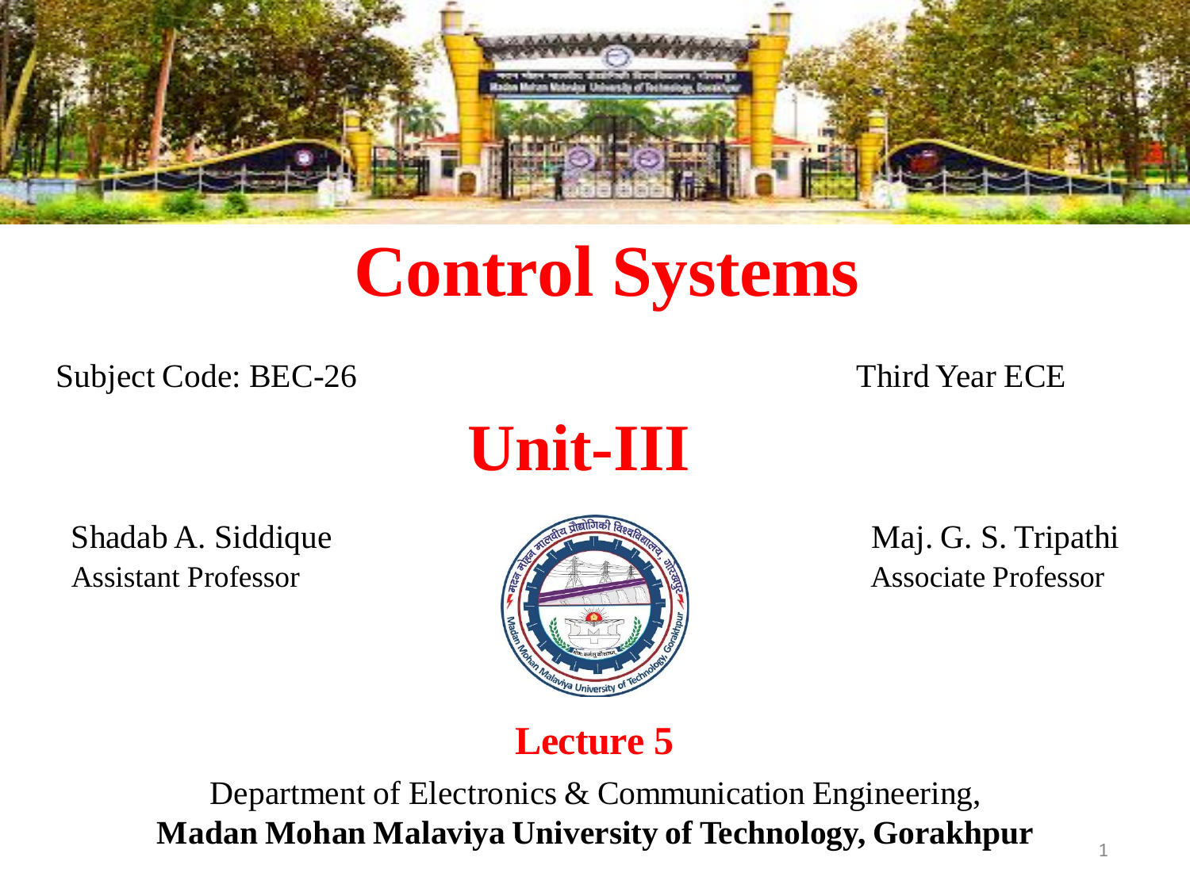# Control Systems

Subject Code: BEC-26

Third Year ECE

## Unit-III

Shadab A. Siddique
Assistant Professor

Maj. G. S. Tripathi
Associate Professor

**Lecture 5**

Department of Electronics & Communication Engineering,
**Madan Mohan Malaviya University of Technology, Gorakhpur**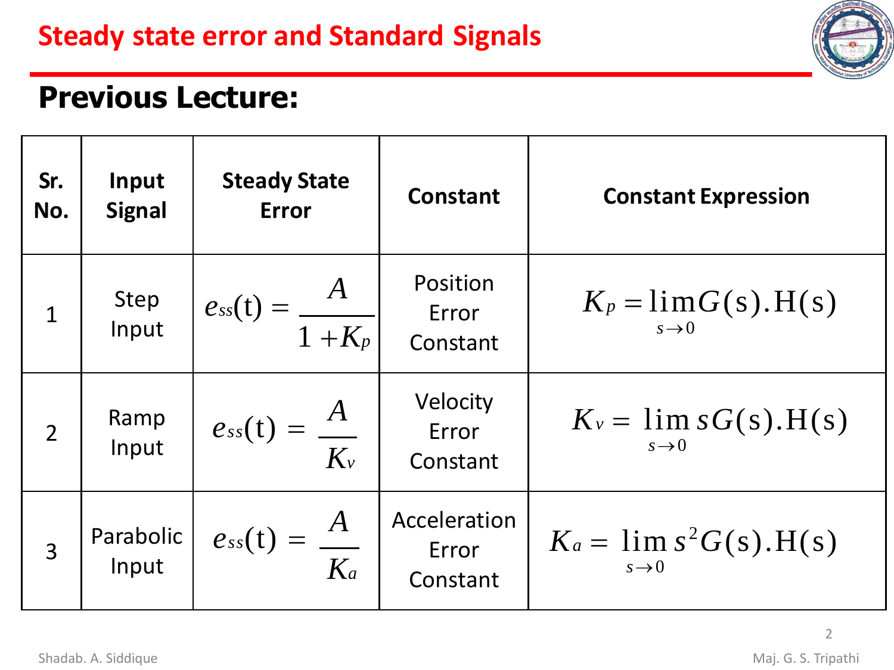# Steady state error and Standard Signals

## Previous Lecture:

| Sr. No. | Input Signal | Steady State Error | Constant | Constant Expression |
|---|---|---|---|---|
| 1 | Step Input | $e_{ss}(t) = \dfrac{A}{1 + K_p}$ | Position Error Constant | $K_p = \lim\limits_{s \to 0} G(s).H(s)$ |
| 2 | Ramp Input | $e_{ss}(t) = \dfrac{A}{K_v}$ | Velocity Error Constant | $K_v = \lim\limits_{s \to 0} sG(s).H(s)$ |
| 3 | Parabolic Input | $e_{ss}(t) = \dfrac{A}{K_a}$ | Acceleration Error Constant | $K_a = \lim\limits_{s \to 0} s^2 G(s).H(s)$ |

Shadab. A. Siddique

Maj. G. S. Tripathi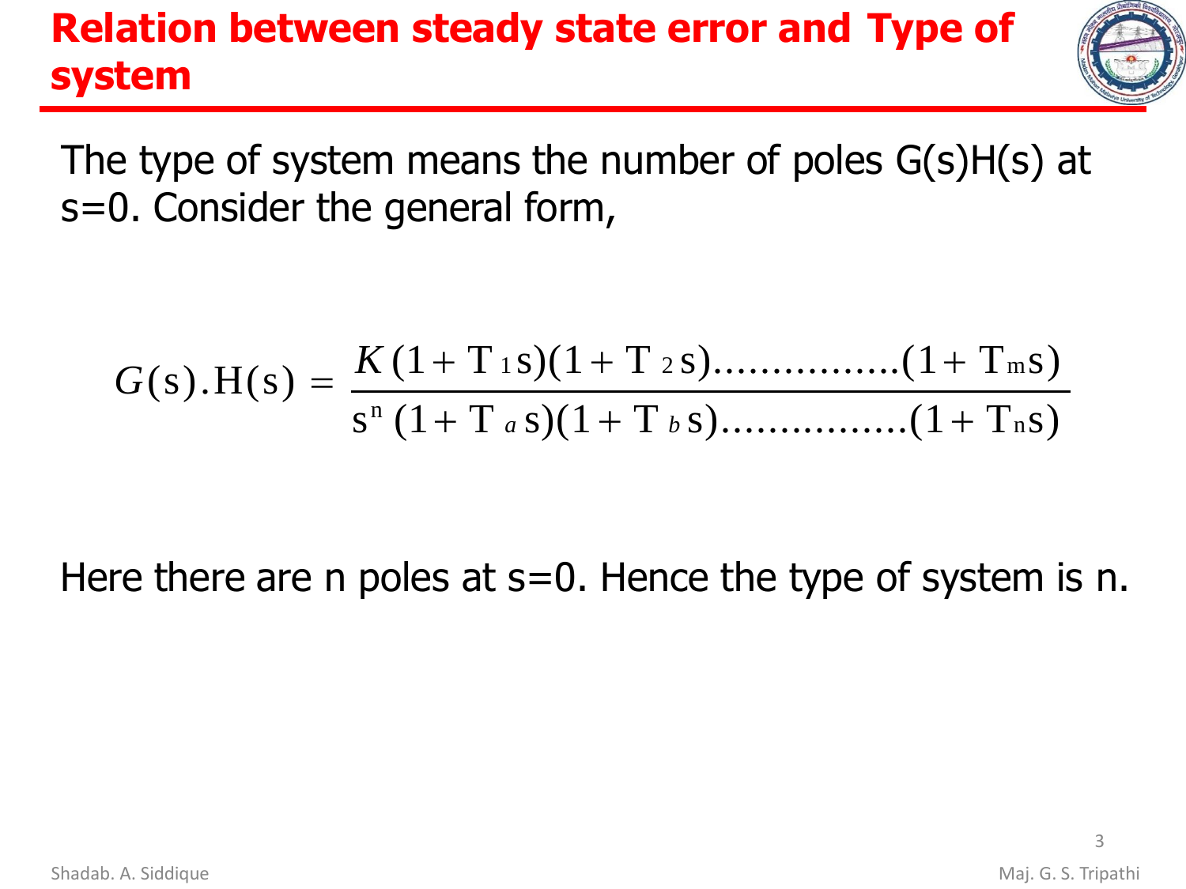# Relation between steady state error and Type of system

The type of system means the number of poles G(s)H(s) at s=0. Consider the general form,

$$G(s).H(s) = \frac{K(1+T_1 s)(1+T_2 s)................(1+T_m s)}{s^n (1+T_a s)(1+T_b s)................(1+T_n s)}$$

Here there are n poles at s=0. Hence the type of system is n.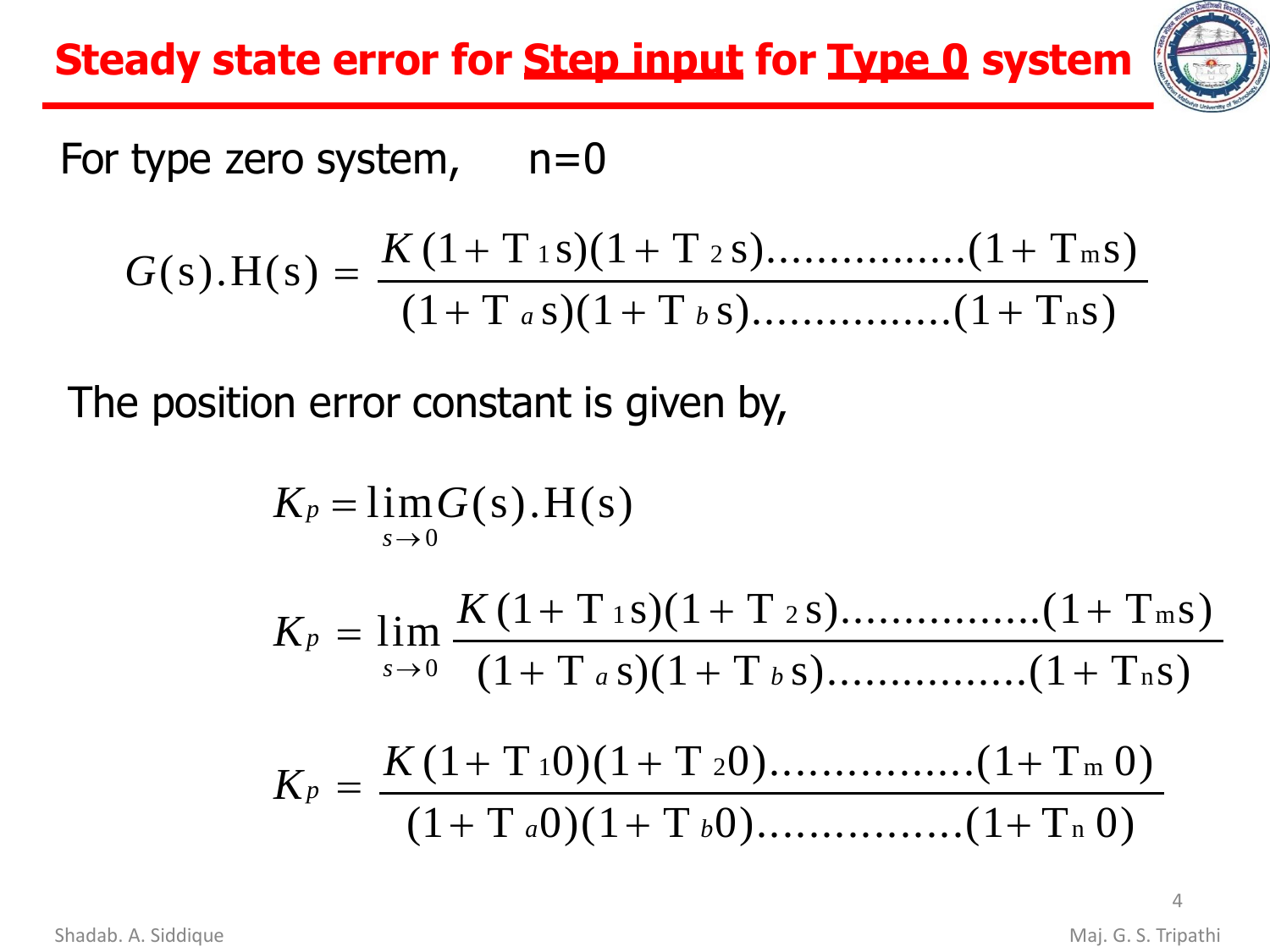# Steady state error for Step input for Type 0 system

For type zero system, n=0

$$G(s).H(s) = \frac{K(1+T_1 s)(1+T_2 s)................(1+T_m s)}{(1+T_a s)(1+T_b s)................(1+T_n s)}$$

The position error constant is given by,

$$K_p = \lim_{s \to 0} G(s).H(s)$$

$$K_p = \lim_{s \to 0} \frac{K(1+T_1 s)(1+T_2 s)................(1+T_m s)}{(1+T_a s)(1+T_b s)................(1+T_n s)}$$

$$K_p = \frac{K(1+T_1 0)(1+T_2 0)................(1+T_m 0)}{(1+T_a 0)(1+T_b 0)................(1+T_n 0)}$$

Shadab. A. Siddique

Maj. G. S. Tripathi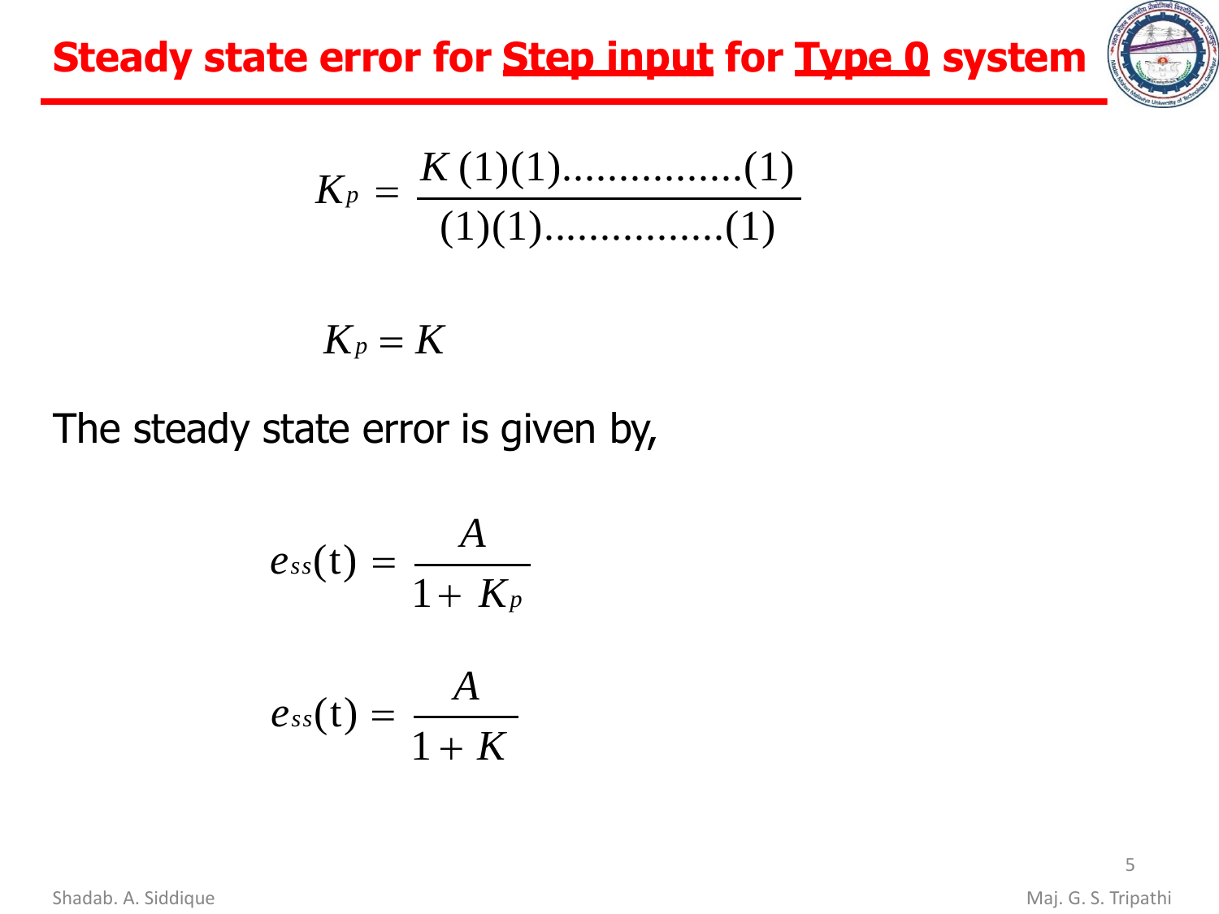# Steady state error for Step input for Type 0 system

$$K_p = \frac{K(1)(1)................(1)}{(1)(1)................(1)}$$

$$K_p = K$$

The steady state error is given by,

$$e_{ss}(\mathrm{t}) = \frac{A}{1 + K_p}$$

$$e_{ss}(\mathrm{t}) = \frac{A}{1 + K}$$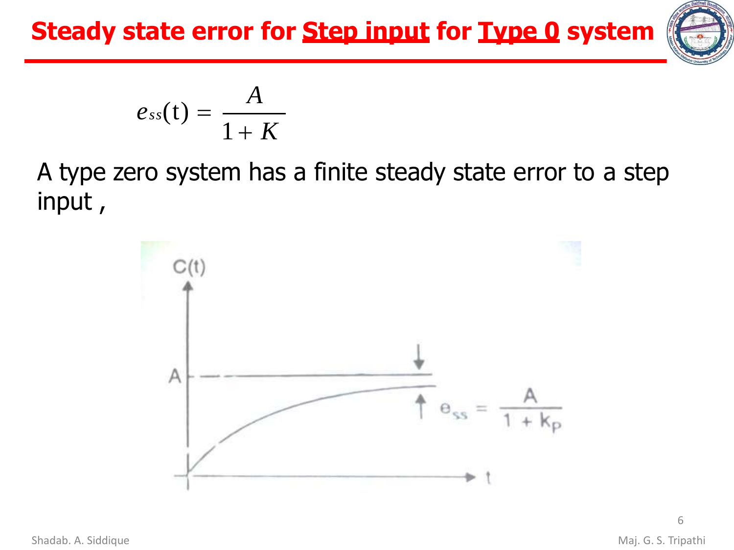# Steady state error for Step input for Type 0 system

$$e_{ss}(t) = \frac{A}{1+K}$$

A type zero system has a finite steady state error to a step input ,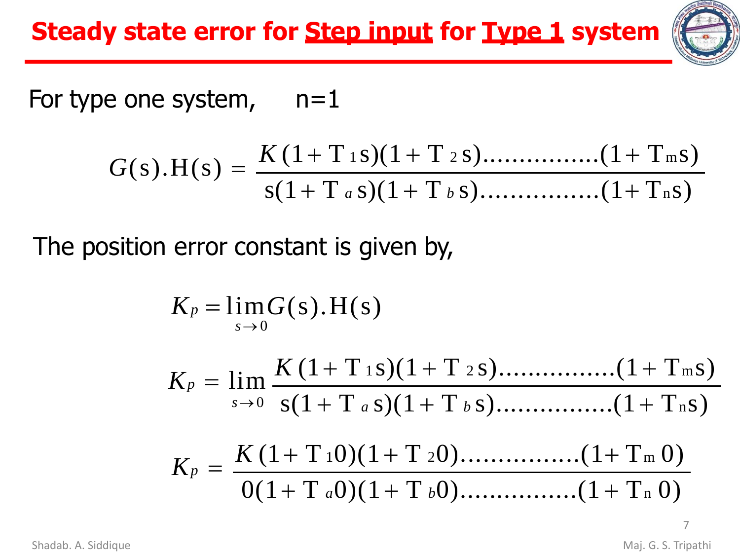# Steady state error for <u>Step input</u> for <u>Type 1</u> system

For type one system, $n=1$

$$G(s).H(s) = \frac{K(1+T_1 s)(1+T_2 s)\ldots\ldots\ldots\ldots\ldots(1+T_m s)}{s(1+T_a s)(1+T_b s)\ldots\ldots\ldots\ldots\ldots(1+T_n s)}$$

The position error constant is given by,

$$K_p = \lim_{s \to 0} G(s).H(s)$$

$$K_p = \lim_{s \to 0} \frac{K(1+T_1 s)(1+T_2 s)\ldots\ldots\ldots\ldots\ldots(1+T_m s)}{s(1+T_a s)(1+T_b s)\ldots\ldots\ldots\ldots\ldots(1+T_n s)}$$

$$K_p = \frac{K(1+T_1 0)(1+T_2 0)\ldots\ldots\ldots\ldots\ldots(1+T_m 0)}{0(1+T_a 0)(1+T_b 0)\ldots\ldots\ldots\ldots\ldots(1+T_n 0)}$$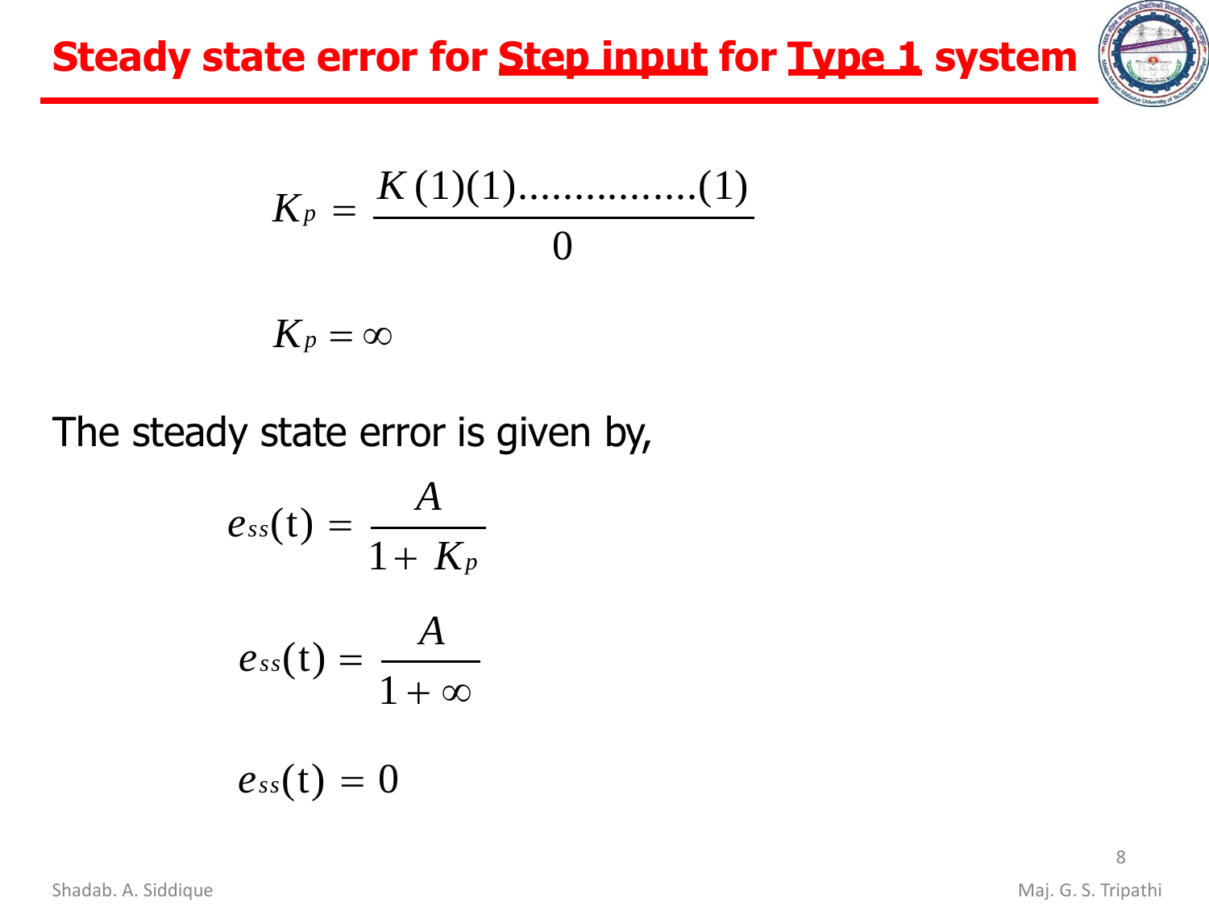# Steady state error for Step input for Type 1 system

$$K_p = \frac{K(1)(1)................(1)}{0}$$

$$K_p = \infty$$

The steady state error is given by,

$$e_{ss}(\mathrm{t}) = \frac{A}{1 + K_p}$$

$$e_{ss}(\mathrm{t}) = \frac{A}{1 + \infty}$$

$$e_{ss}(\mathrm{t}) = 0$$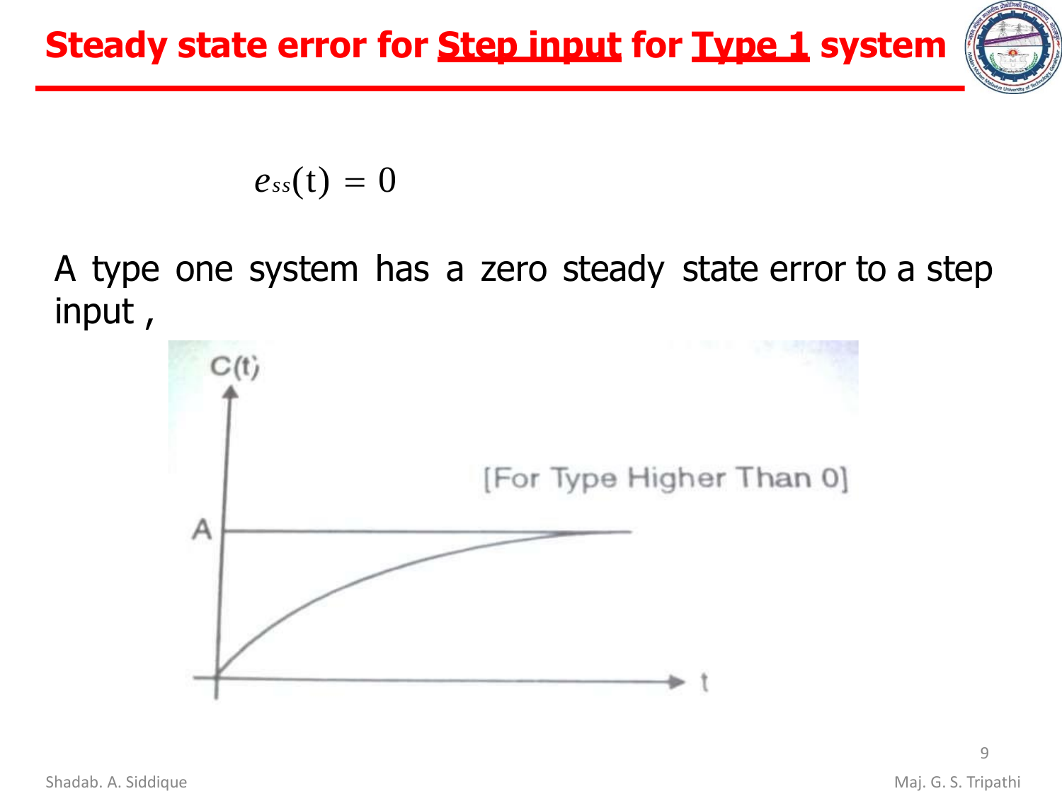# Steady state error for Step input for Type 1 system

$$e_{ss}(t) = 0$$

A type one system has a zero steady state error to a step input ,

C(t)

[For Type Higher Than 0]

A

t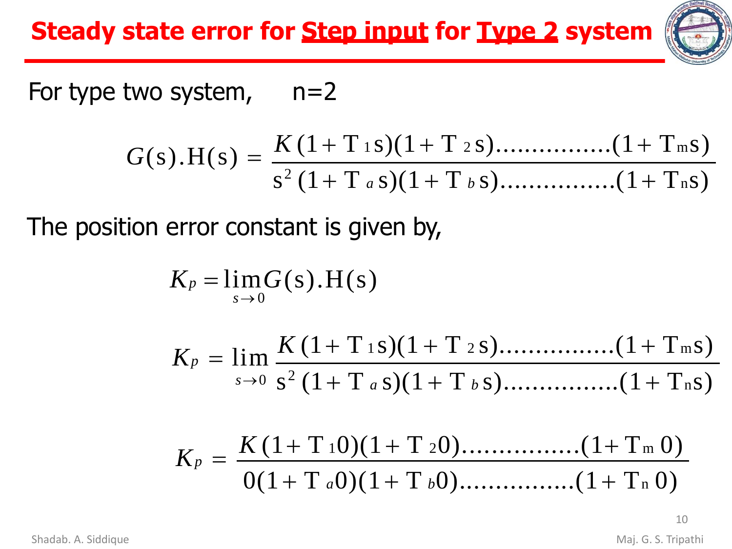# Steady state error for Step input for Type 2 system

For type two system, n=2

$$G(s).H(s) = \frac{K(1+T_1 s)(1+T_2 s)\ldots\ldots\ldots\ldots\ldots(1+T_m s)}{s^2(1+T_a s)(1+T_b s)\ldots\ldots\ldots\ldots\ldots(1+T_n s)}$$

The position error constant is given by,

$$K_p = \lim_{s \to 0} G(s).H(s)$$

$$K_p = \lim_{s \to 0} \frac{K(1+T_1 s)(1+T_2 s)\ldots\ldots\ldots\ldots\ldots(1+T_m s)}{s^2(1+T_a s)(1+T_b s)\ldots\ldots\ldots\ldots\ldots(1+T_n s)}$$

$$K_p = \frac{K(1+T_1 0)(1+T_2 0)\ldots\ldots\ldots\ldots\ldots(1+T_m 0)}{0(1+T_a 0)(1+T_b 0)\ldots\ldots\ldots\ldots\ldots(1+T_n 0)}$$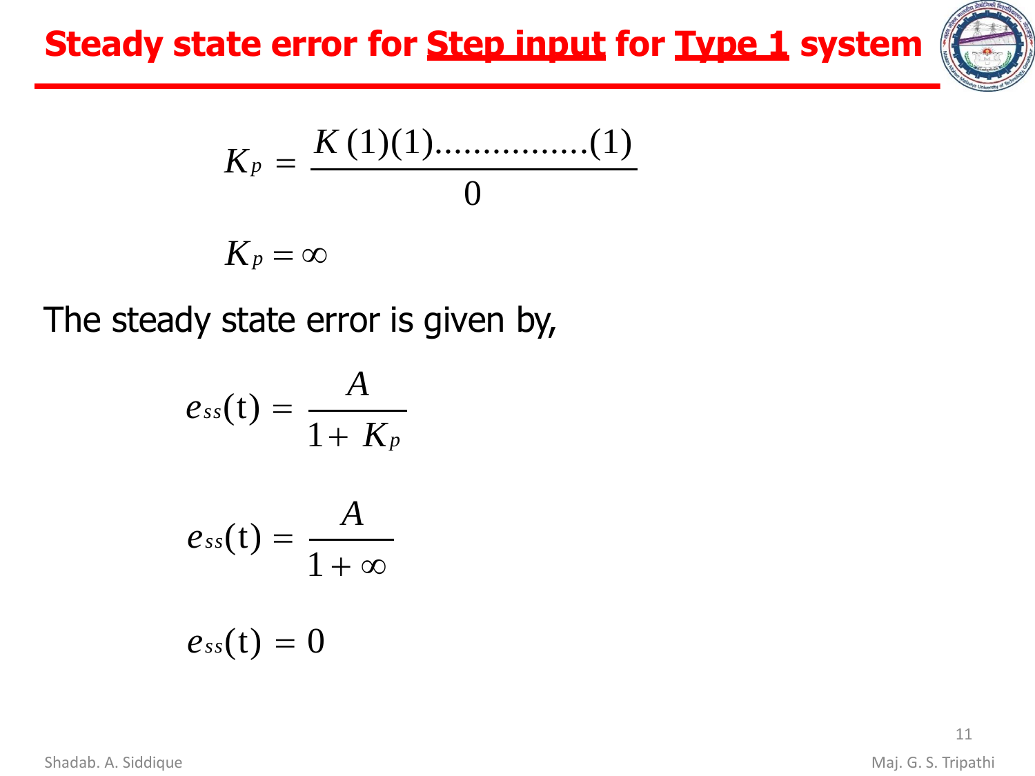# Steady state error for **Step input** for **Type 1** system

$$K_p = \frac{K\,(1)(1)\ldots\ldots\ldots\ldots\ldots(1)}{0}$$

$$K_p = \infty$$

The steady state error is given by,

$$e_{ss}(\mathrm{t}) = \frac{A}{1 + K_p}$$

$$e_{ss}(\mathrm{t}) = \frac{A}{1 + \infty}$$

$$e_{ss}(\mathrm{t}) = 0$$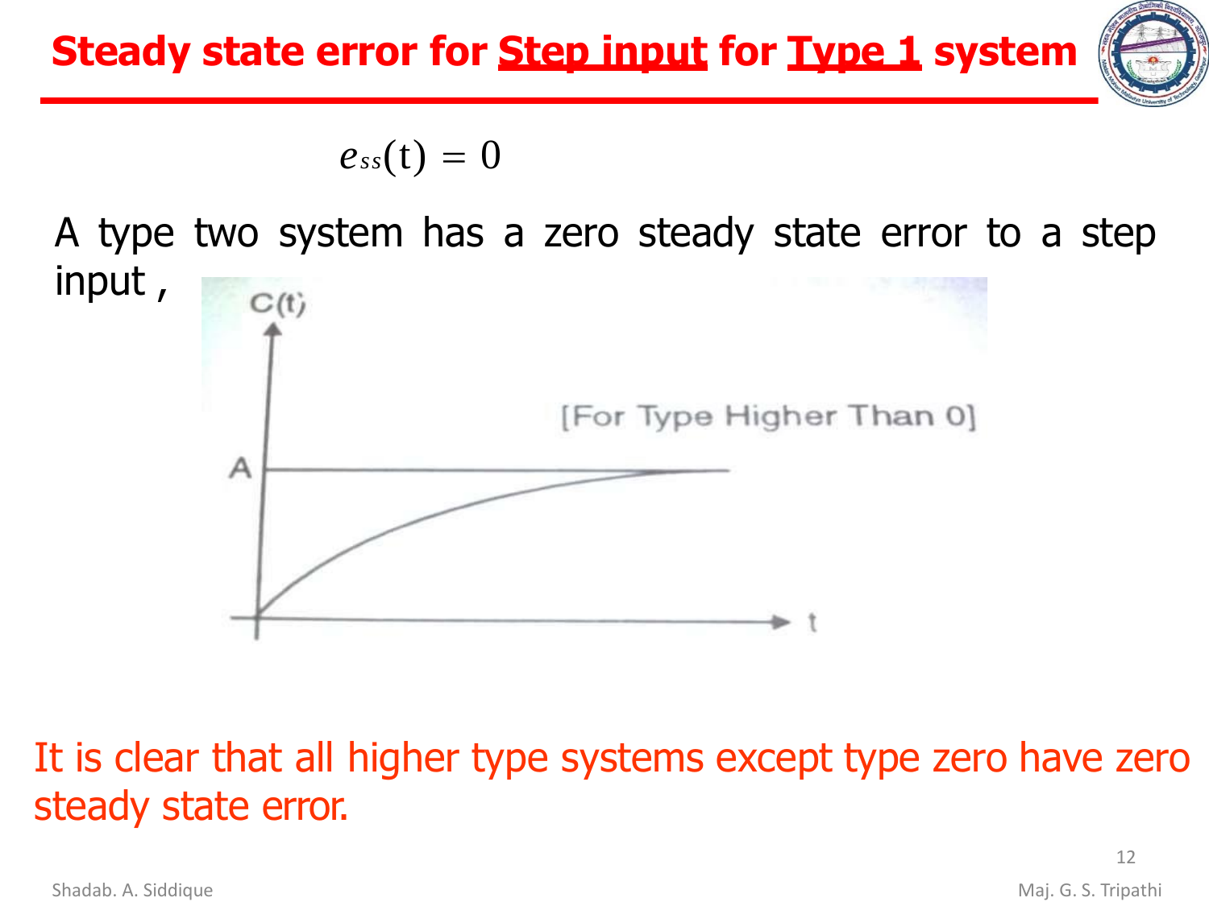# Steady state error for Step input for Type 1 system

$$e_{ss}(t) = 0$$

A type two system has a zero steady state error to a step input ,

It is clear that all higher type systems except type zero have zero steady state error.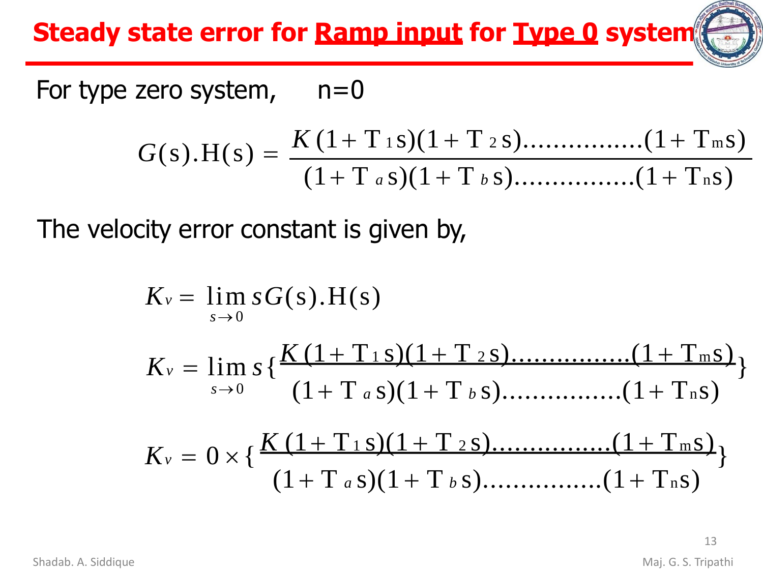# Steady state error for Ramp input for Type 0 system

For type zero system, n=0

$$G(s).H(s) = \frac{K(1+T_1 s)(1+T_2 s)................(1+T_m s)}{(1+T_a s)(1+T_b s)................(1+T_n s)}$$

The velocity error constant is given by,

$$K_v = \lim_{s \to 0} sG(s).H(s)$$

$$K_v = \lim_{s \to 0} s\left\{\frac{K(1+T_1 s)(1+T_2 s)................(1+T_m s)}{(1+T_a s)(1+T_b s)................(1+T_n s)}\right\}$$

$$K_v = 0 \times \left\{\frac{K(1+T_1 s)(1+T_2 s)................(1+T_m s)}{(1+T_a s)(1+T_b s)................(1+T_n s)}\right\}$$

Shadab. A. Siddique

Maj. G. S. Tripathi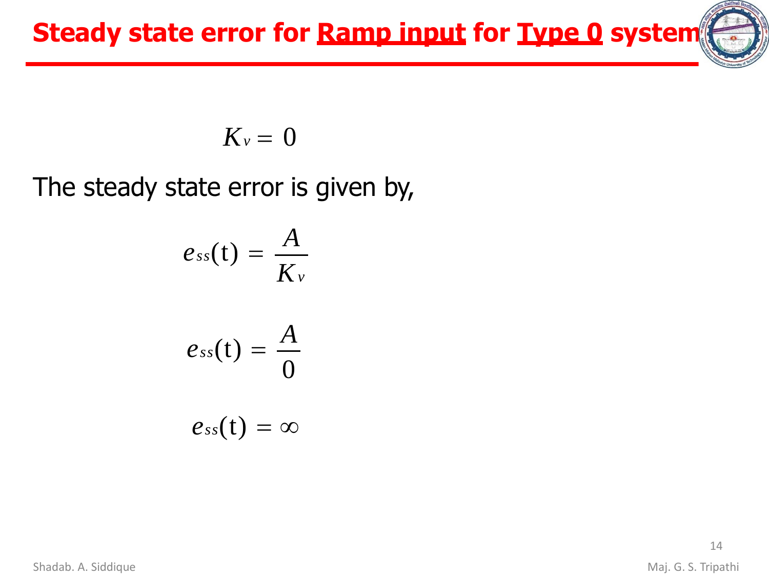# Steady state error for Ramp input for Type 0 system

$$K_v = 0$$

The steady state error is given by,

$$e_{ss}(\mathrm{t}) = \frac{A}{K_v}$$

$$e_{ss}(\mathrm{t}) = \frac{A}{0}$$

$$e_{ss}(\mathrm{t}) = \infty$$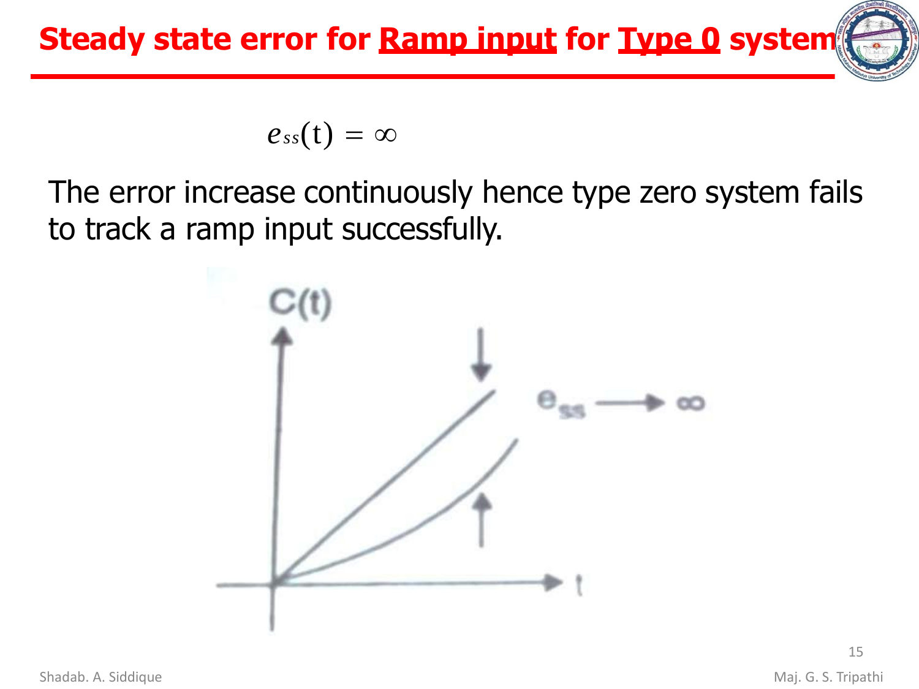# Steady state error for Ramp input for Type 0 system

$$e_{ss}(t) = \infty$$

The error increase continuously hence type zero system fails to track a ramp input successfully.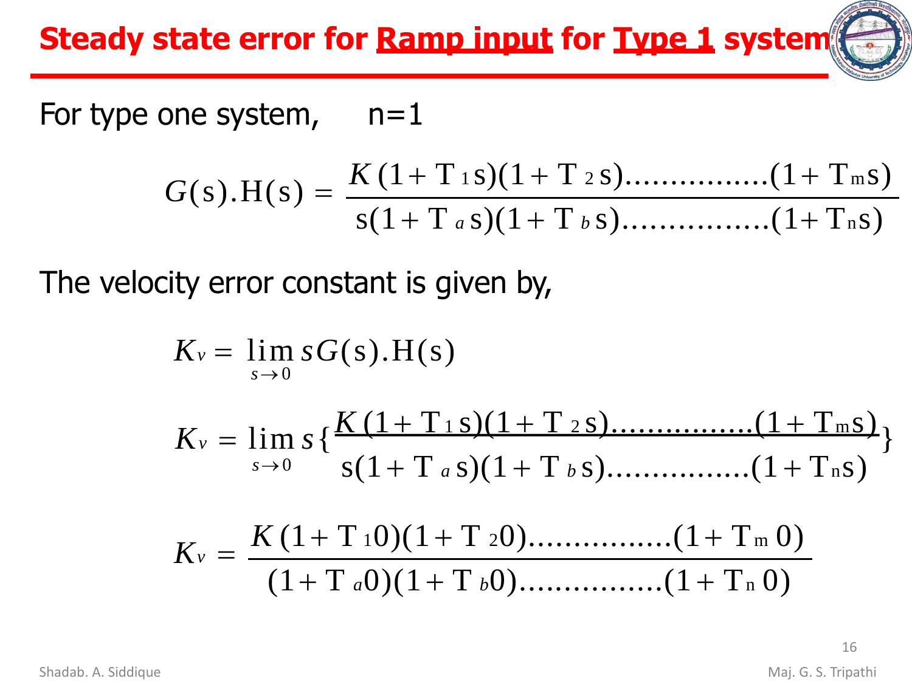# Steady state error for Ramp input for Type 1 system

For type one system, n=1

$$G(s).H(s) = \frac{K(1+T_1 s)(1+T_2 s)................(1+T_m s)}{s(1+T_a s)(1+T_b s)................(1+T_n s)}$$

The velocity error constant is given by,

$$K_v = \lim_{s \to 0} sG(s).H(s)$$

$$K_v = \lim_{s \to 0} s\left\{\frac{K(1+T_1 s)(1+T_2 s)................(1+T_m s)}{s(1+T_a s)(1+T_b s)................(1+T_n s)}\right\}$$

$$K_v = \frac{K(1+T_1 0)(1+T_2 0)................(1+T_m 0)}{(1+T_a 0)(1+T_b 0)................(1+T_n 0)}$$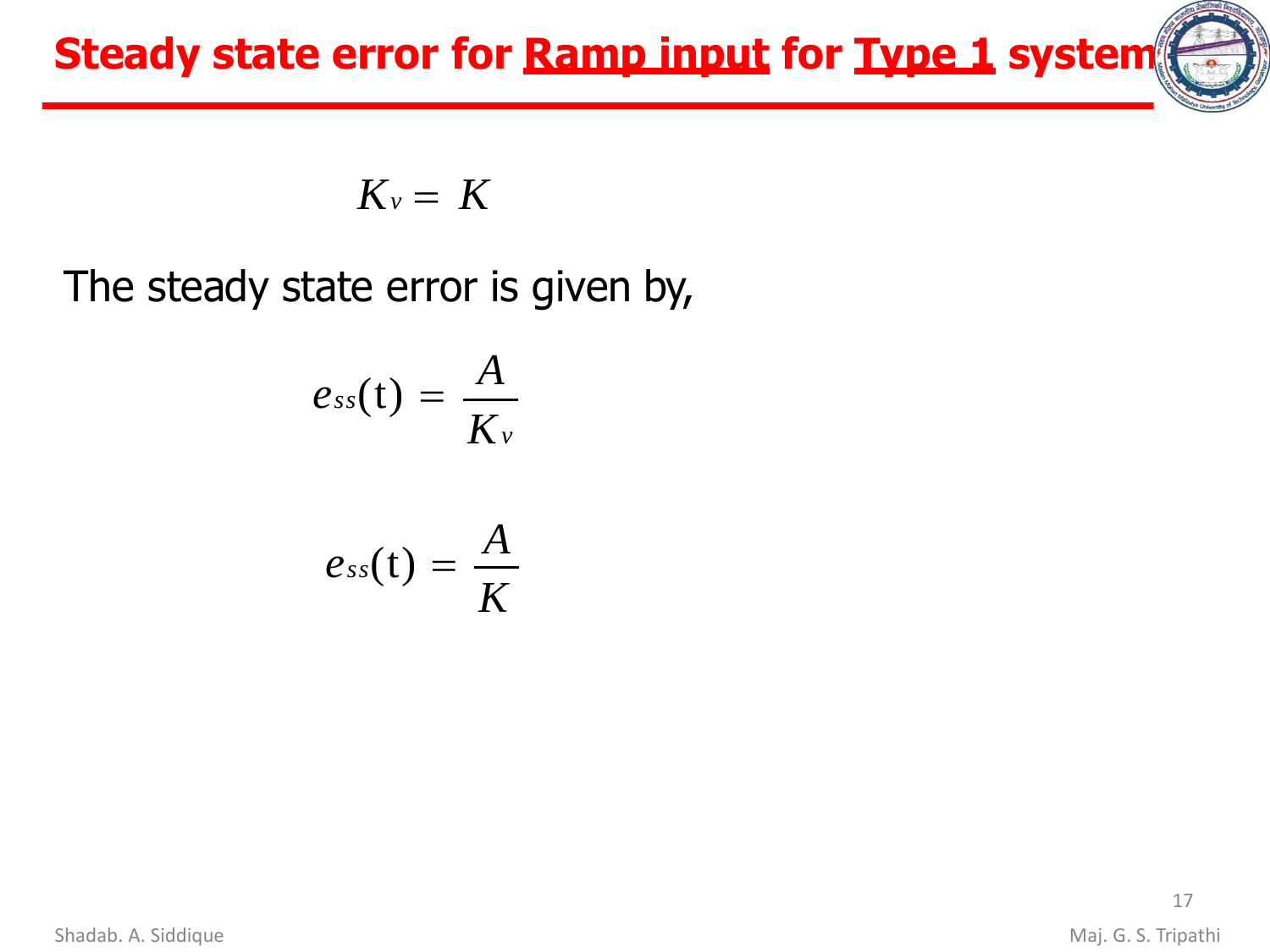# Steady state error for <u>Ramp input</u> for <u>Type 1</u> system

$$K_v = K$$

The steady state error is given by,

$$e_{ss}(\mathrm{t}) = \frac{A}{K_v}$$

$$e_{ss}(\mathrm{t}) = \frac{A}{K}$$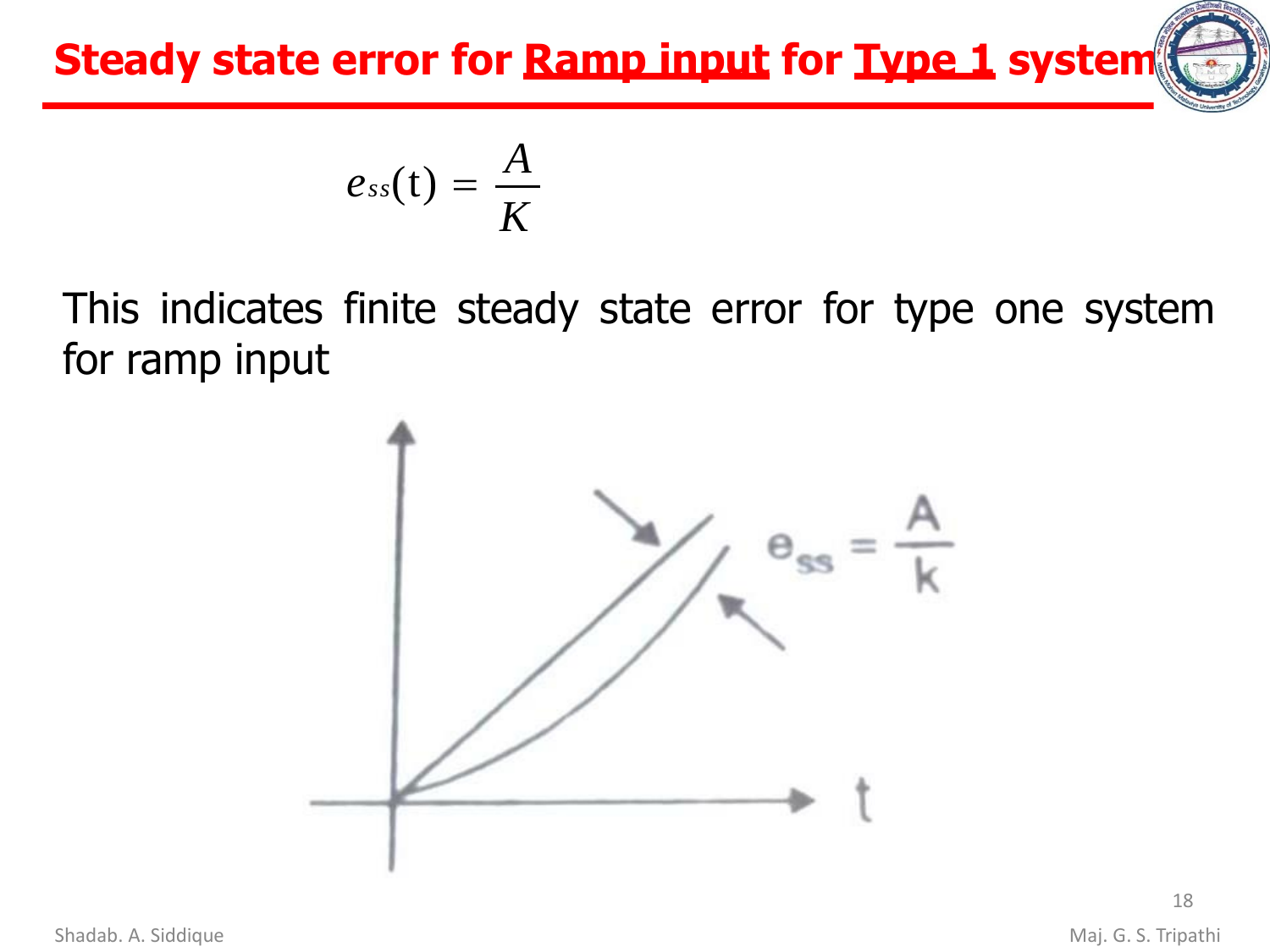# Steady state error for Ramp input for Type 1 system

$$e_{ss}(t) = \frac{A}{K}$$

This indicates finite steady state error for type one system for ramp input

$e_{ss} = \frac{A}{k}$

t